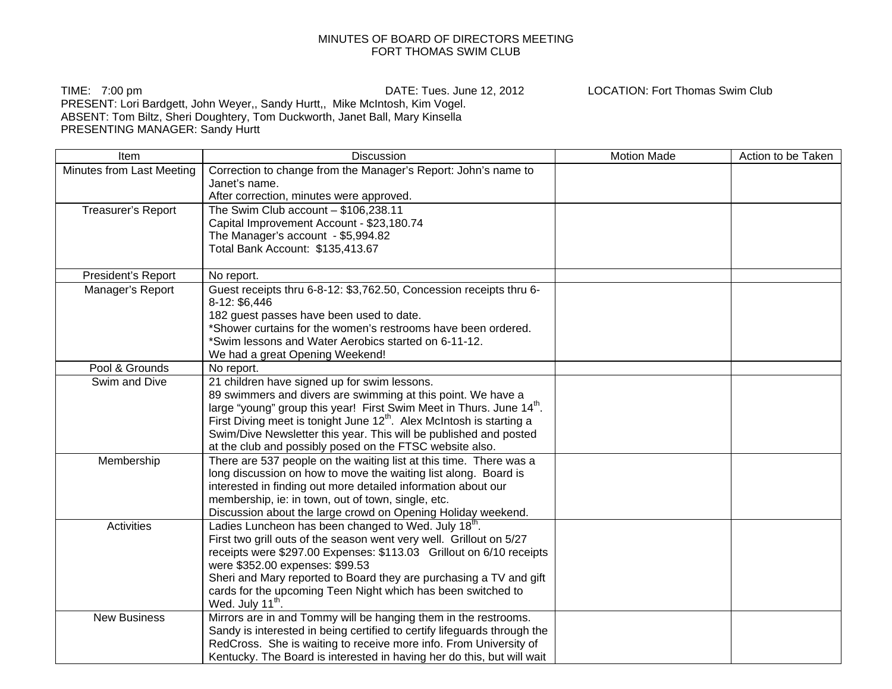# MINUTES OF BOARD OF DIRECTORS MEETING
# FORT THOMAS SWIM CLUB

TIME: 7:00 pm DATE: Tues. June 12, 2012 LOCATION: Fort Thomas Swim Club
PRESENT: Lori Bardgett, John Weyer,, Sandy Hurtt,, Mike McIntosh, Kim Vogel.
ABSENT: Tom Biltz, Sheri Doughtery, Tom Duckworth, Janet Ball, Mary Kinsella
PRESENTING MANAGER: Sandy Hurtt

| Item | Discussion | Motion Made | Action to be Taken |
|---|---|---|---|
| Minutes from Last Meeting | Correction to change from the Manager's Report: John's name to Janet's name.<br>After correction, minutes were approved. | | |
| Treasurer's Report | The Swim Club account – $106,238.11<br>Capital Improvement Account - $23,180.74<br>The Manager's account - $5,994.82<br>Total Bank Account: $135,413.67 | | |
| President's Report | No report. | | |
| Manager's Report | Guest receipts thru 6-8-12: $3,762.50, Concession receipts thru 6-8-12: $6,446<br>182 guest passes have been used to date.<br>*Shower curtains for the women's restrooms have been ordered.<br>*Swim lessons and Water Aerobics started on 6-11-12.<br>We had a great Opening Weekend! | | |
| Pool & Grounds | No report. | | |
| Swim and Dive | 21 children have signed up for swim lessons.<br>89 swimmers and divers are swimming at this point. We have a large "young" group this year! First Swim Meet in Thurs. June 14th. First Diving meet is tonight June 12th. Alex McIntosh is starting a Swim/Dive Newsletter this year. This will be published and posted at the club and possibly posed on the FTSC website also. | | |
| Membership | There are 537 people on the waiting list at this time. There was a long discussion on how to move the waiting list along. Board is interested in finding out more detailed information about our membership, ie: in town, out of town, single, etc.<br>Discussion about the large crowd on Opening Holiday weekend. | | |
| Activities | Ladies Luncheon has been changed to Wed. July 18th.<br>First two grill outs of the season went very well. Grillout on 5/27 receipts were $297.00 Expenses: $113.03 Grillout on 6/10 receipts were $352.00 expenses: $99.53<br>Sheri and Mary reported to Board they are purchasing a TV and gift cards for the upcoming Teen Night which has been switched to Wed. July 11th. | | |
| New Business | Mirrors are in and Tommy will be hanging them in the restrooms.<br>Sandy is interested in being certified to certify lifeguards through the RedCross. She is waiting to receive more info. From University of Kentucky. The Board is interested in having her do this, but will wait | | |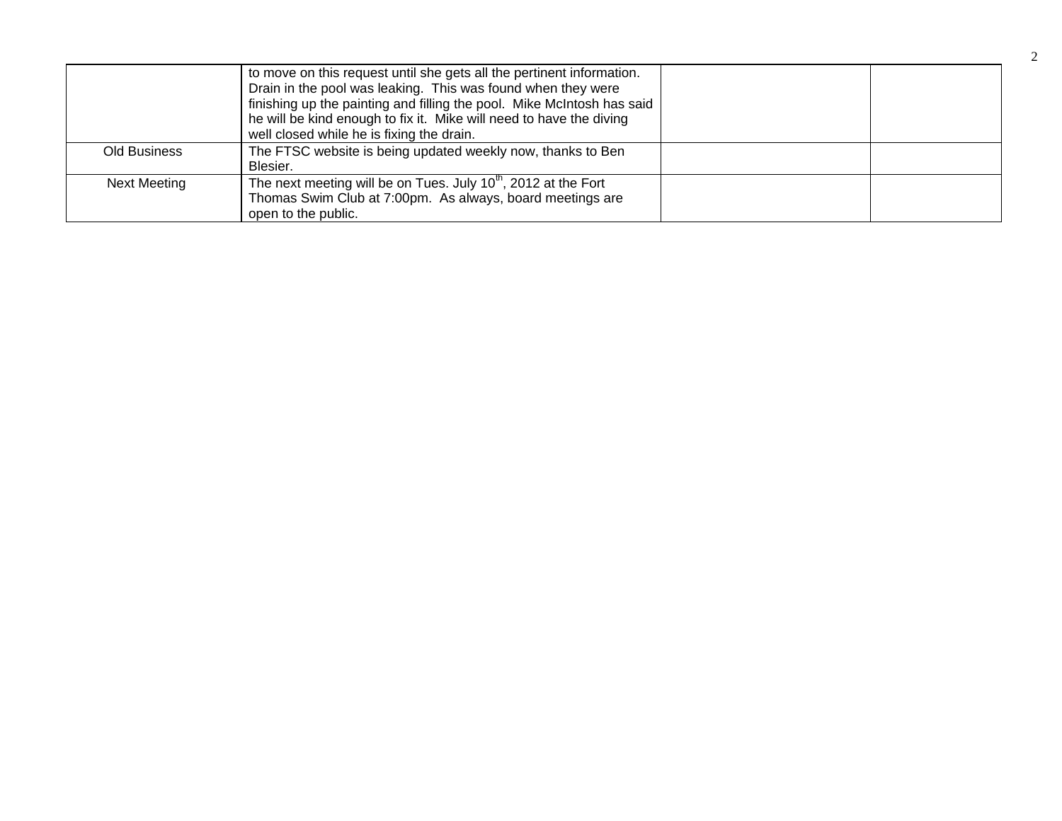| | | | |
|---|---|---|---|
| | to move on this request until she gets all the pertinent information. Drain in the pool was leaking. This was found when they were finishing up the painting and filling the pool. Mike McIntosh has said he will be kind enough to fix it. Mike will need to have the diving well closed while he is fixing the drain. | | |
| Old Business | The FTSC website is being updated weekly now, thanks to Ben Blesier. | | |
| Next Meeting | The next meeting will be on Tues. July 10th, 2012 at the Fort Thomas Swim Club at 7:00pm. As always, board meetings are open to the public. | | |